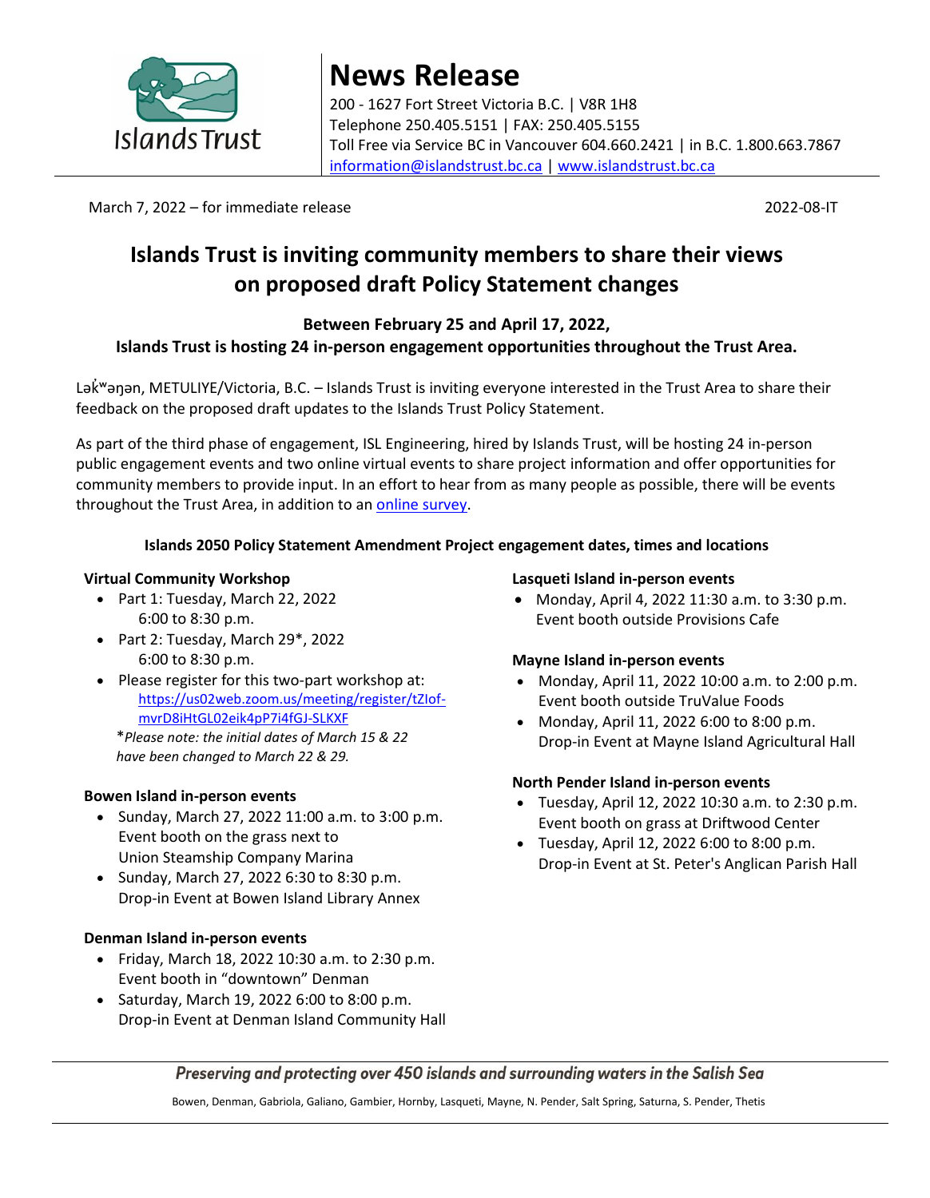Islands Trust

# News Release

200 - 1627 Fort Street Victoria B.C. | V8R 1H8
Telephone 250.405.5151 | FAX: 250.405.5155
Toll Free via Service BC in Vancouver 604.660.2421 | in B.C. 1.800.663.7867
information@islandstrust.bc.ca | www.islandstrust.bc.ca

March 7, 2022 – for immediate release

2022-08-IT

## Islands Trust is inviting community members to share their views on proposed draft Policy Statement changes

### Between February 25 and April 17, 2022, Islands Trust is hosting 24 in-person engagement opportunities throughout the Trust Area.

Lək̓ʷəŋən, METULIYE/Victoria, B.C. – Islands Trust is inviting everyone interested in the Trust Area to share their feedback on the proposed draft updates to the Islands Trust Policy Statement.

As part of the third phase of engagement, ISL Engineering, hired by Islands Trust, will be hosting 24 in-person public engagement events and two online virtual events to share project information and offer opportunities for community members to provide input. In an effort to hear from as many people as possible, there will be events throughout the Trust Area, in addition to an online survey.

### Islands 2050 Policy Statement Amendment Project engagement dates, times and locations

**Virtual Community Workshop**

- Part 1: Tuesday, March 22, 2022
  6:00 to 8:30 p.m.
- Part 2: Tuesday, March 29*, 2022
  6:00 to 8:30 p.m.
- Please register for this two-part workshop at:
  https://us02web.zoom.us/meeting/register/tZIof-mvrD8iHtGL02eik4pP7i4fGJ-SLKXF

*\*Please note: the initial dates of March 15 & 22 have been changed to March 22 & 29.*

**Bowen Island in-person events**

- Sunday, March 27, 2022 11:00 a.m. to 3:00 p.m.
  Event booth on the grass next to Union Steamship Company Marina
- Sunday, March 27, 2022 6:30 to 8:30 p.m.
  Drop-in Event at Bowen Island Library Annex

**Denman Island in-person events**

- Friday, March 18, 2022 10:30 a.m. to 2:30 p.m.
  Event booth in "downtown" Denman
- Saturday, March 19, 2022 6:00 to 8:00 p.m.
  Drop-in Event at Denman Island Community Hall

**Lasqueti Island in-person events**

- Monday, April 4, 2022 11:30 a.m. to 3:30 p.m.
  Event booth outside Provisions Cafe

**Mayne Island in-person events**

- Monday, April 11, 2022 10:00 a.m. to 2:00 p.m.
  Event booth outside TruValue Foods
- Monday, April 11, 2022 6:00 to 8:00 p.m.
  Drop-in Event at Mayne Island Agricultural Hall

**North Pender Island in-person events**

- Tuesday, April 12, 2022 10:30 a.m. to 2:30 p.m.
  Event booth on grass at Driftwood Center
- Tuesday, April 12, 2022 6:00 to 8:00 p.m.
  Drop-in Event at St. Peter's Anglican Parish Hall

*Preserving and protecting over 450 islands and surrounding waters in the Salish Sea*

Bowen, Denman, Gabriola, Galiano, Gambier, Hornby, Lasqueti, Mayne, N. Pender, Salt Spring, Saturna, S. Pender, Thetis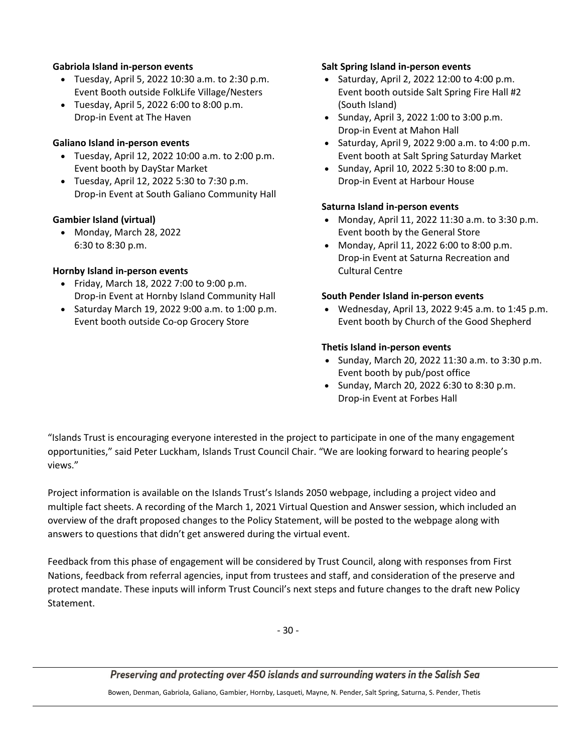**Gabriola Island in-person events**

- Tuesday, April 5, 2022 10:30 a.m. to 2:30 p.m.
  Event Booth outside FolkLife Village/Nesters
- Tuesday, April 5, 2022 6:00 to 8:00 p.m.
  Drop-in Event at The Haven

**Galiano Island in-person events**

- Tuesday, April 12, 2022 10:00 a.m. to 2:00 p.m.
  Event booth by DayStar Market
- Tuesday, April 12, 2022 5:30 to 7:30 p.m.
  Drop-in Event at South Galiano Community Hall

**Gambier Island (virtual)**

- Monday, March 28, 2022
  6:30 to 8:30 p.m.

**Hornby Island in-person events**

- Friday, March 18, 2022 7:00 to 9:00 p.m.
  Drop-in Event at Hornby Island Community Hall
- Saturday March 19, 2022 9:00 a.m. to 1:00 p.m.
  Event booth outside Co-op Grocery Store

**Salt Spring Island in-person events**

- Saturday, April 2, 2022 12:00 to 4:00 p.m.
  Event booth outside Salt Spring Fire Hall #2 (South Island)
- Sunday, April 3, 2022 1:00 to 3:00 p.m.
  Drop-in Event at Mahon Hall
- Saturday, April 9, 2022 9:00 a.m. to 4:00 p.m.
  Event booth at Salt Spring Saturday Market
- Sunday, April 10, 2022 5:30 to 8:00 p.m.
  Drop-in Event at Harbour House

**Saturna Island in-person events**

- Monday, April 11, 2022 11:30 a.m. to 3:30 p.m.
  Event booth by the General Store
- Monday, April 11, 2022 6:00 to 8:00 p.m.
  Drop-in Event at Saturna Recreation and Cultural Centre

**South Pender Island in-person events**

- Wednesday, April 13, 2022 9:45 a.m. to 1:45 p.m.
  Event booth by Church of the Good Shepherd

**Thetis Island in-person events**

- Sunday, March 20, 2022 11:30 a.m. to 3:30 p.m.
  Event booth by pub/post office
- Sunday, March 20, 2022 6:30 to 8:30 p.m.
  Drop-in Event at Forbes Hall

"Islands Trust is encouraging everyone interested in the project to participate in one of the many engagement opportunities," said Peter Luckham, Islands Trust Council Chair. "We are looking forward to hearing people's views."

Project information is available on the Islands Trust's Islands 2050 webpage, including a project video and multiple fact sheets. A recording of the March 1, 2021 Virtual Question and Answer session, which included an overview of the draft proposed changes to the Policy Statement, will be posted to the webpage along with answers to questions that didn't get answered during the virtual event.

Feedback from this phase of engagement will be considered by Trust Council, along with responses from First Nations, feedback from referral agencies, input from trustees and staff, and consideration of the preserve and protect mandate. These inputs will inform Trust Council's next steps and future changes to the draft new Policy Statement.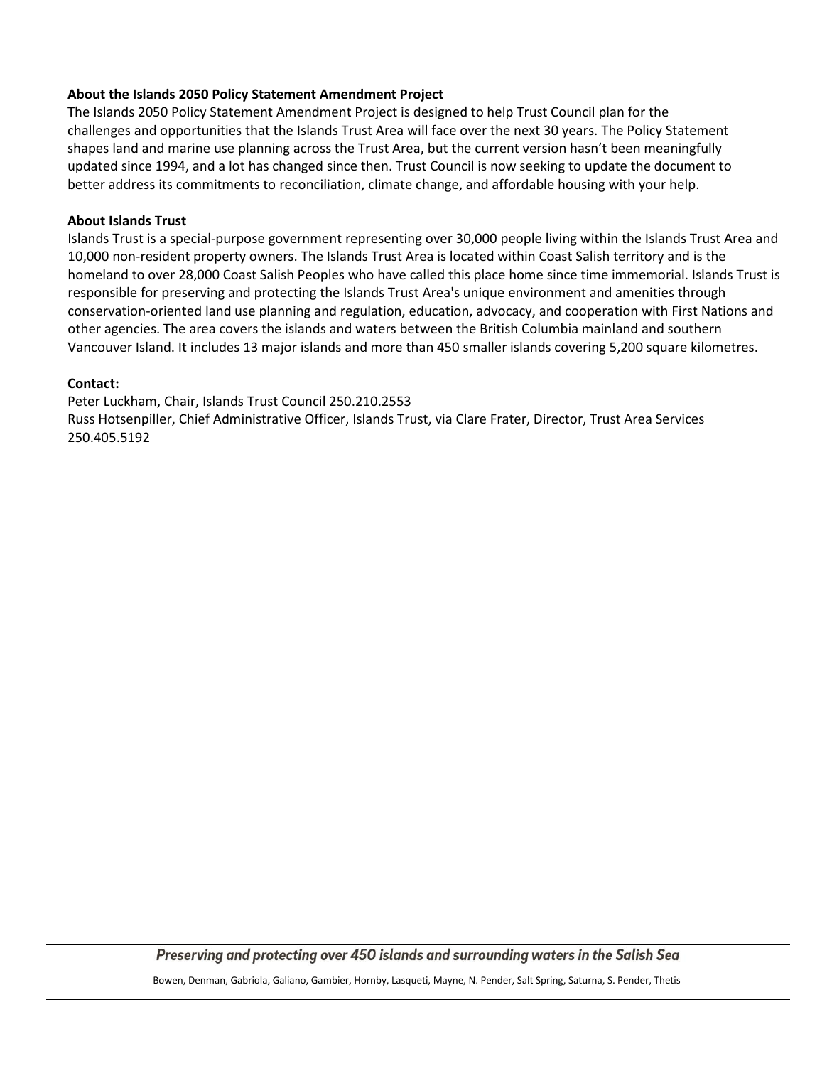**About the Islands 2050 Policy Statement Amendment Project**

The Islands 2050 Policy Statement Amendment Project is designed to help Trust Council plan for the challenges and opportunities that the Islands Trust Area will face over the next 30 years. The Policy Statement shapes land and marine use planning across the Trust Area, but the current version hasn't been meaningfully updated since 1994, and a lot has changed since then. Trust Council is now seeking to update the document to better address its commitments to reconciliation, climate change, and affordable housing with your help.

**About Islands Trust**

Islands Trust is a special-purpose government representing over 30,000 people living within the Islands Trust Area and 10,000 non-resident property owners. The Islands Trust Area is located within Coast Salish territory and is the homeland to over 28,000 Coast Salish Peoples who have called this place home since time immemorial. Islands Trust is responsible for preserving and protecting the Islands Trust Area's unique environment and amenities through conservation-oriented land use planning and regulation, education, advocacy, and cooperation with First Nations and other agencies. The area covers the islands and waters between the British Columbia mainland and southern Vancouver Island. It includes 13 major islands and more than 450 smaller islands covering 5,200 square kilometres.

**Contact:**

Peter Luckham, Chair, Islands Trust Council 250.210.2553

Russ Hotsenpiller, Chief Administrative Officer, Islands Trust, via Clare Frater, Director, Trust Area Services 250.405.5192

*Preserving and protecting over 450 islands and surrounding waters in the Salish Sea*

Bowen, Denman, Gabriola, Galiano, Gambier, Hornby, Lasqueti, Mayne, N. Pender, Salt Spring, Saturna, S. Pender, Thetis